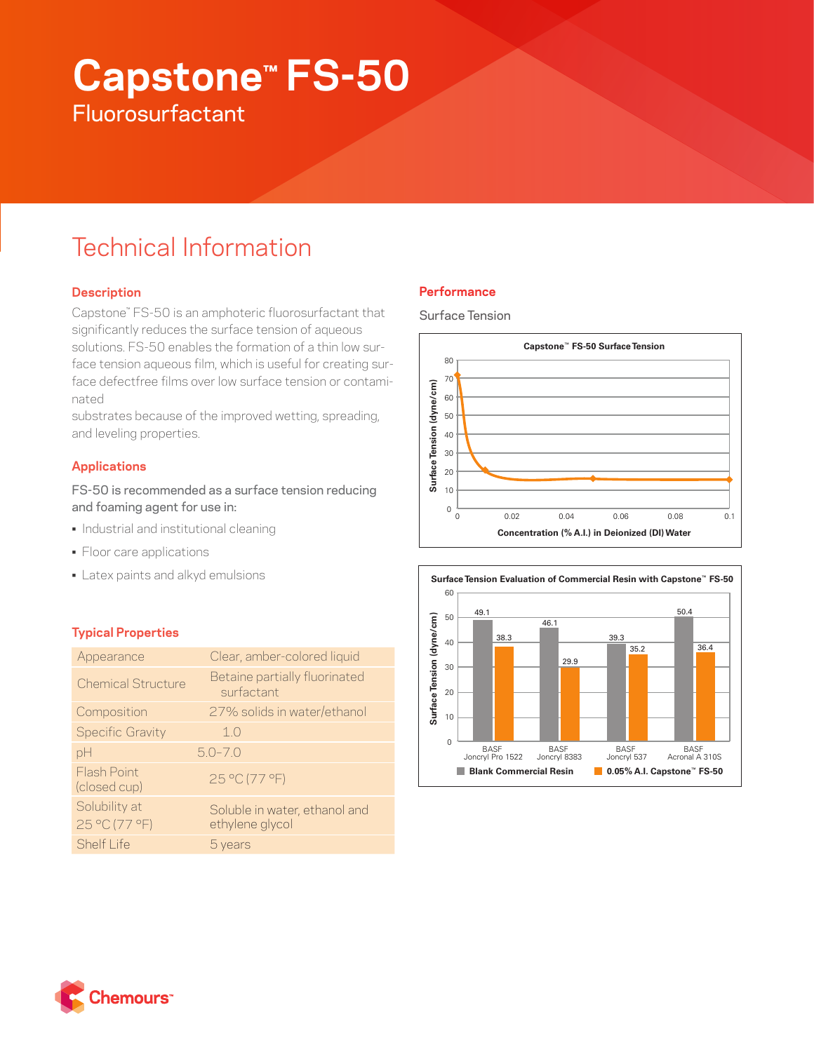# Capstone™ FS-50

Fluorosurfactant

## Technical Information

### Description

Capstone™ FS-50 is an amphoteric fluorosurfactant that significantly reduces the surface tension of aqueous solutions. FS-50 enables the formation of a thin low surface tension aqueous film, which is useful for creating surface defectfree films over low surface tension or contaminated substrates because of the improved wetting, spreading, and leveling properties.

### Applications

FS-50 is recommended as a surface tension reducing and foaming agent for use in:

- Industrial and institutional cleaning
- Floor care applications
- Latex paints and alkyd emulsions

### Typical Properties

| | |
|---|---|
| Appearance | Clear, amber-colored liquid |
| Chemical Structure | Betaine partially fluorinated surfactant |
| Composition | 27% solids in water/ethanol |
| Specific Gravity | 1.0 |
| pH | 5.0–7.0 |
| Flash Point (closed cup) | 25 °C (77 °F) |
| Solubility at 25 °C (77 °F) | Soluble in water, ethanol and ethylene glycol |
| Shelf Life | 5 years |

### Performance

Surface Tension

**Capstone™ FS-50 Surface Tension**

Surface Tension (dyne/cm) vs. Concentration (% A.I.) in Deionized (DI) Water

**Surface Tension Evaluation of Commercial Resin with Capstone™ FS-50**

| Resin | Blank Commercial Resin | 0.05% A.I. Capstone™ FS-50 |
|---|---|---|
| BASF Joncryl Pro 1522 | 49.1 | 38.3 |
| BASF Joncryl 8383 | 46.1 | 29.9 |
| BASF Joncryl 537 | 39.3 | 35.2 |
| BASF Acronal A 310S | 50.4 | 36.4 |

Surface Tension (dyne/cm)

Chemours™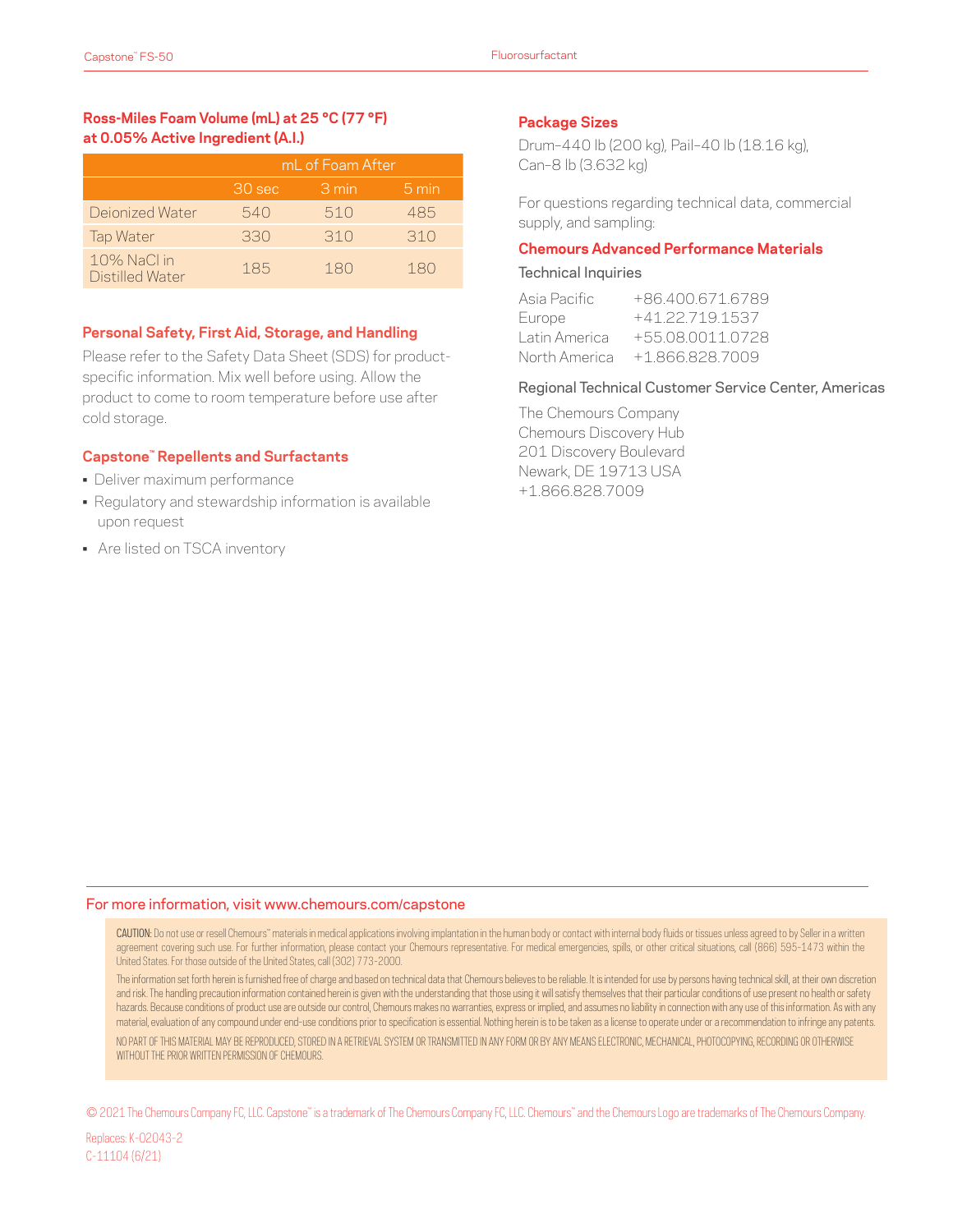### Ross-Miles Foam Volume (mL) at 25 °C (77 °F) at 0.05% Active Ingredient (A.I.)

| | mL of Foam After | | |
|---|---|---|---|
| | 30 sec | 3 min | 5 min |
| Deionized Water | 540 | 510 | 485 |
| Tap Water | 330 | 310 | 310 |
| 10% NaCl in Distilled Water | 185 | 180 | 180 |

### Personal Safety, First Aid, Storage, and Handling

Please refer to the Safety Data Sheet (SDS) for product-specific information. Mix well before using. Allow the product to come to room temperature before use after cold storage.

### Capstone™ Repellents and Surfactants

- Deliver maximum performance
- Regulatory and stewardship information is available upon request
- Are listed on TSCA inventory

### Package Sizes

Drum–440 lb (200 kg), Pail–40 lb (18.16 kg), Can–8 lb (3.632 kg)

For questions regarding technical data, commercial supply, and sampling:

### Chemours Advanced Performance Materials

Technical Inquiries

| | |
|---|---|
| Asia Pacific | +86.400.671.6789 |
| Europe | +41.22.719.1537 |
| Latin America | +55.08.0011.0728 |
| North America | +1.866.828.7009 |

Regional Technical Customer Service Center, Americas

The Chemours Company
Chemours Discovery Hub
201 Discovery Boulevard
Newark, DE 19713 USA
+1.866.828.7009

For more information, visit www.chemours.com/capstone

CAUTION: Do not use or resell Chemours™ materials in medical applications involving implantation in the human body or contact with internal body fluids or tissues unless agreed to by Seller in a written agreement covering such use. For further information, please contact your Chemours representative. For medical emergencies, spills, or other critical situations, call (866) 595-1473 within the United States. For those outside of the United States, call (302) 773-2000.

The information set forth herein is furnished free of charge and based on technical data that Chemours believes to be reliable. It is intended for use by persons having technical skill, at their own discretion and risk. The handling precaution information contained herein is given with the understanding that those using it will satisfy themselves that their particular conditions of use present no health or safety hazards. Because conditions of product use are outside our control, Chemours makes no warranties, express or implied, and assumes no liability in connection with any use of this information. As with any material, evaluation of any compound under end-use conditions prior to specification is essential. Nothing herein is to be taken as a license to operate under or a recommendation to infringe any patents.

NO PART OF THIS MATERIAL MAY BE REPRODUCED, STORED IN A RETRIEVAL SYSTEM OR TRANSMITTED IN ANY FORM OR BY ANY MEANS ELECTRONIC, MECHANICAL, PHOTOCOPYING, RECORDING OR OTHERWISE WITHOUT THE PRIOR WRITTEN PERMISSION OF CHEMOURS.

© 2021 The Chemours Company FC, LLC. Capstone™ is a trademark of The Chemours Company FC, LLC. Chemours™ and the Chemours Logo are trademarks of The Chemours Company.

Replaces: K-02043-2
C-11104 (6/21)